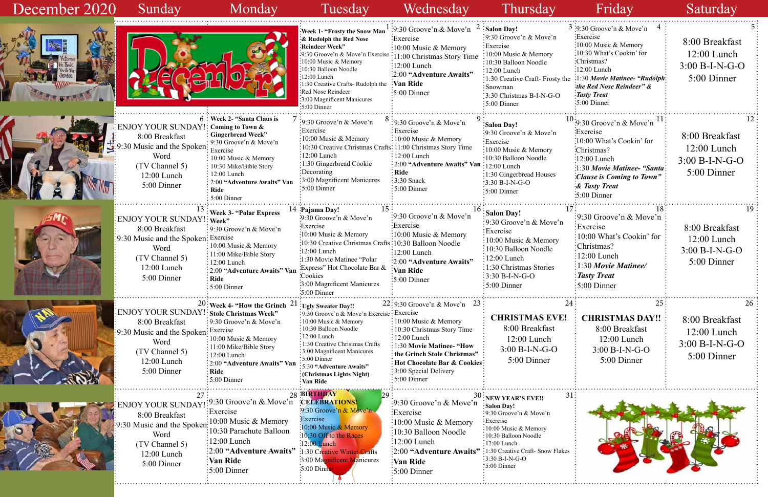| December 2020 | Sunday | Monday | Tuesday | Wednesday | Thursday | Friday | Saturday |
|---|---|---|---|---|---|---|---|
| | | | 1 **Week 1- "Frosty the Snow Man & Rudolph the Red Nose Reindeer Week"** 9:30 Groove'n & Move'n Exercise 10:00 Music & Memory 10:30 Balloon Noodle 12:00 Lunch 1:30 Creative Crafts- Rudolph the Red Nose Reindeer 3:00 Magnificent Manicures 5:00 Dinner | 2 9:30 Groove'n & Move'n Exercise 10:00 Music & Memory 11:00 Christmas Story Time 12:00 Lunch 2:00 **"Adventure Awaits" Van Ride** 5:00 Dinner | 3 **Salon Day!** 9:30 Groove'n & Move'n Exercise 10:00 Music & Memory 10:30 Balloon Noodle 12:00 Lunch 1:30 Creative Craft- Frosty the Snowman 3:30 Christmas B-I-N-G-O 5:00 Dinner | 4 9:30 Groove'n & Move'n Exercise 10:00 Music & Memory 10:30 What's Cookin' for Christmas? 12:00 Lunch 1:30 ***Movie Matinee- "Rudolph the Red Nose Reindeer" & Tasty Treat*** 5:00 Dinner | 5 8:00 Breakfast 12:00 Lunch 3:00 B-I-N-G-O 5:00 Dinner |
| | 6 ENJOY YOUR SUNDAY! 8:00 Breakfast 9:30 Music and the Spoken Word (TV Channel 5) 12:00 Lunch 5:00 Dinner | 7 **Week 2- "Santa Claus is Coming to Town & Gingerbread Week"** 9:30 Groove'n & Move'n Exercise 10:00 Music & Memory 10:30 Mike/Bible Story 12:00 Lunch 2:00 **"Adventure Awaits" Van Ride** 5:00 Dinner | 8 9:30 Groove'n & Move'n Exercise 10:00 Music & Memory 10:30 Creative Christmas Crafts 12:00 Lunch 1:30 Gingerbread Cookie Decorating 3:00 Magnificent Manicures 5:00 Dinner | 9 9:30 Groove'n & Move'n Exercise 10:00 Music & Memory 11:00 Christmas Story Time 12:00 Lunch 2:00 **"Adventure Awaits" Van Ride** 3:30 Snack 5:00 Dinner | 10 **Salon Day!** 9:30 Groove'n & Move'n Exercise 10:00 Music & Memory 10:30 Balloon Noodle 12:00 Lunch 1:30 Gingerbread Houses 3:30 B-I-N-G-O 5:00 Dinner | 11 9:30 Groove'n & Move'n Exercise 10:00 What's Cookin' for Christmas? 12:00 Lunch 1:30 ***Movie Matinee- "Santa Clause is Coming to Town" & Tasty Treat*** 5:00 Dinner | 12 8:00 Breakfast 12:00 Lunch 3:00 B-I-N-G-O 5:00 Dinner |
| | 13 ENJOY YOUR SUNDAY! 8:00 Breakfast 9:30 Music and the Spoken Word (TV Channel 5) 12:00 Lunch 5:00 Dinner | 14 **Week 3- "Polar Express Week"** 9:30 Groove'n & Move'n Exercise 10:00 Music & Memory 11:00 Mike/Bible Story 12:00 Lunch 2:00 **"Adventure Awaits" Van Ride** 5:00 Dinner | 15 **Pajama Day!** 9:30 Groove'n & Move'n Exercise 10:00 Music & Memory 10:30 Creative Christmas Crafts 12:00 Lunch 1:30 Movie Matinee "Polar Express" Hot Chocolate Bar & Cookies 3:00 Magnificent Manicures 5:00 Dinner | 16 9:30 Groove'n & Move'n Exercise 10:00 Music & Memory 10:30 Balloon Noodle 12:00 Lunch 2:00 **"Adventure Awaits" Van Ride** 5:00 Dinner | 17 **Salon Day!** 9:30 Groove'n & Move'n Exercise 10:00 Music & Memory 10:30 Balloon Noodle 12:00 Lunch 1:30 Christmas Stories 3:30 B-I-N-G-O 5:00 Dinner | 18 9:30 Groove'n & Move'n Exercise 10:00 What's Cookin' for Christmas? 12:00 Lunch 1:30 ***Movie Matinee/ Tasty Treat*** 5:00 Dinner | 19 8:00 Breakfast 12:00 Lunch 3:00 B-I-N-G-O 5:00 Dinner |
| | 20 ENJOY YOUR SUNDAY! 8:00 Breakfast 9:30 Music and the Spoken Word (TV Channel 5) 12:00 Lunch 5:00 Dinner | 21 **Week 4- "How the Grinch Stole Christmas Week"** 9:30 Groove'n & Move'n Exercise 10:00 Music & Memory 11:00 Mike/Bible Story 12:00 Lunch 2:00 **"Adventure Awaits" Van Ride** 5:00 Dinner | 22 **Ugly Sweater Day!!** 9:30 Groove'n & Move'n Exercise 10:00 Music & Memory 10:30 Balloon Noodle 12:00 Lunch 1:30 Creative Christmas Crafts 3:00 Magnificent Manicures 5:00 Dinner 5:30 **"Adventure Awaits" (Christmas Lights Night) Van Ride** | 23 9:30 Groove'n & Move'n Exercise 10:00 Music & Memory 10:30 Christmas Story Time 12:00 Lunch 1:30 **Movie Matinee- "How the Grinch Stole Christmas" Hot Chocolate Bar & Cookies** 3:00 Special Delivery 5:00 Dinner | 24 **CHRISTMAS EVE!** 8:00 Breakfast 12:00 Lunch 3:00 B-I-N-G-O 5:00 Dinner | 25 **CHRISTMAS DAY!!** 8:00 Breakfast 12:00 Lunch 3:00 B-I-N-G-O 5:00 Dinner | 26 8:00 Breakfast 12:00 Lunch 3:00 B-I-N-G-O 5:00 Dinner |
| | 27 ENJOY YOUR SUNDAY! 8:00 Breakfast 9:30 Music and the Spoken Word (TV Channel 5) 12:00 Lunch 5:00 Dinner | 28 9:30 Groove'n & Move'n Exercise 10:00 Music & Memory 10:30 Parachute Balloon 12:00 Lunch 2:00 **"Adventure Awaits" Van Ride** 5:00 Dinner | 29 **BIRTHDAY CELEBRATIONS!** 9:30 Groove'n & Move'n Exercise 10:00 Music & Memory 10:30 Off to the Races 12:00 Lunch 1:30 Creative Winter Crafts 3:00 Magnificent Manicures 5:00 Dinner | 30 9:30 Groove'n & Move'n Exercise 10:00 Music & Memory 10:30 Balloon Noodle 12:00 Lunch 2:00 **"Adventure Awaits" Van Ride** 5:00 Dinner | 31 **NEW YEAR'S EVE!! Salon Day!** 9:30 Groove'n & Move'n Exercise 10:00 Music & Memory 10:30 Balloon Noodle 12:00 Lunch 1:30 Creative Craft- Snow Flakes 3:30 B-I-N-G-O 5:00 Dinner | | |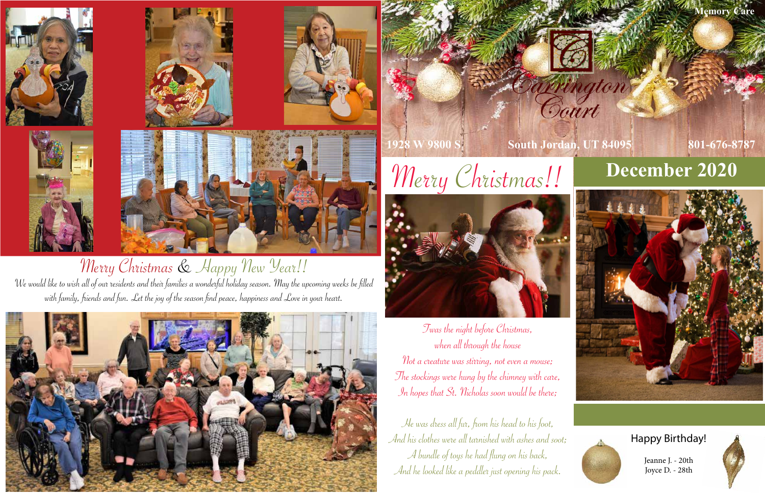Memory Care

Carrington Court

1928 W 9800 S, South Jordan, UT 84095 801-676-8787

# December 2020

## Merry Christmas & Happy New Year!!

*We would like to wish all of our residents and their families a wonderful holiday season. May the upcoming weeks be filled with family, friends and fun. Let the joy of the season find peace, happiness and Love in your heart.*

## Merry Christmas!!

*Twas the night before Christmas,*
*when all through the house*
*Not a creature was stirring, not even a mouse;*
*The stockings were hung by the chimney with care,*
*In hopes that St. Nicholas soon would be there;*

*He was dress all fur, from his head to his foot,*
*And his clothes were all tarnished with ashes and soot;*
*A bundle of toys he had flung on his back,*
*And he looked like a peddler just opening his pack.*

## Happy Birthday!

Jeanne J. - 20th
Joyce D. - 28th